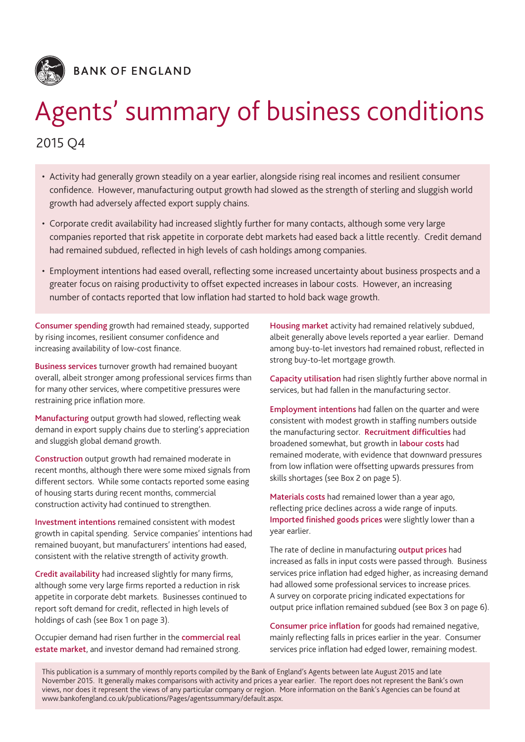BANK OF ENGLAND

# Agents' summary of business conditions

2015 Q4

- Activity had generally grown steadily on a year earlier, alongside rising real incomes and resilient consumer confidence. However, manufacturing output growth had slowed as the strength of sterling and sluggish world growth had adversely affected export supply chains.
- Corporate credit availability had increased slightly further for many contacts, although some very large companies reported that risk appetite in corporate debt markets had eased back a little recently. Credit demand had remained subdued, reflected in high levels of cash holdings among companies.
- Employment intentions had eased overall, reflecting some increased uncertainty about business prospects and a greater focus on raising productivity to offset expected increases in labour costs. However, an increasing number of contacts reported that low inflation had started to hold back wage growth.

**Consumer spending** growth had remained steady, supported by rising incomes, resilient consumer confidence and increasing availability of low-cost finance.

**Business services** turnover growth had remained buoyant overall, albeit stronger among professional services firms than for many other services, where competitive pressures were restraining price inflation more.

**Manufacturing** output growth had slowed, reflecting weak demand in export supply chains due to sterling's appreciation and sluggish global demand growth.

**Construction** output growth had remained moderate in recent months, although there were some mixed signals from different sectors. While some contacts reported some easing of housing starts during recent months, commercial construction activity had continued to strengthen.

**Investment intentions** remained consistent with modest growth in capital spending. Service companies' intentions had remained buoyant, but manufacturers' intentions had eased, consistent with the relative strength of activity growth.

**Credit availability** had increased slightly for many firms, although some very large firms reported a reduction in risk appetite in corporate debt markets. Businesses continued to report soft demand for credit, reflected in high levels of holdings of cash (see Box 1 on page 3).

Occupier demand had risen further in the **commercial real estate market**, and investor demand had remained strong.

**Housing market** activity had remained relatively subdued, albeit generally above levels reported a year earlier. Demand among buy-to-let investors had remained robust, reflected in strong buy-to-let mortgage growth.

**Capacity utilisation** had risen slightly further above normal in services, but had fallen in the manufacturing sector.

**Employment intentions** had fallen on the quarter and were consistent with modest growth in staffing numbers outside the manufacturing sector. **Recruitment difficulties** had broadened somewhat, but growth in **labour costs** had remained moderate, with evidence that downward pressures from low inflation were offsetting upwards pressures from skills shortages (see Box 2 on page 5).

**Materials costs** had remained lower than a year ago, reflecting price declines across a wide range of inputs. **Imported finished goods prices** were slightly lower than a year earlier.

The rate of decline in manufacturing **output prices** had increased as falls in input costs were passed through. Business services price inflation had edged higher, as increasing demand had allowed some professional services to increase prices. A survey on corporate pricing indicated expectations for output price inflation remained subdued (see Box 3 on page 6).

**Consumer price inflation** for goods had remained negative, mainly reflecting falls in prices earlier in the year. Consumer services price inflation had edged lower, remaining modest.

This publication is a summary of monthly reports compiled by the Bank of England's Agents between late August 2015 and late November 2015. It generally makes comparisons with activity and prices a year earlier. The report does not represent the Bank's own views, nor does it represent the views of any particular company or region. More information on the Bank's Agencies can be found at www.bankofengland.co.uk/publications/Pages/agentssummary/default.aspx.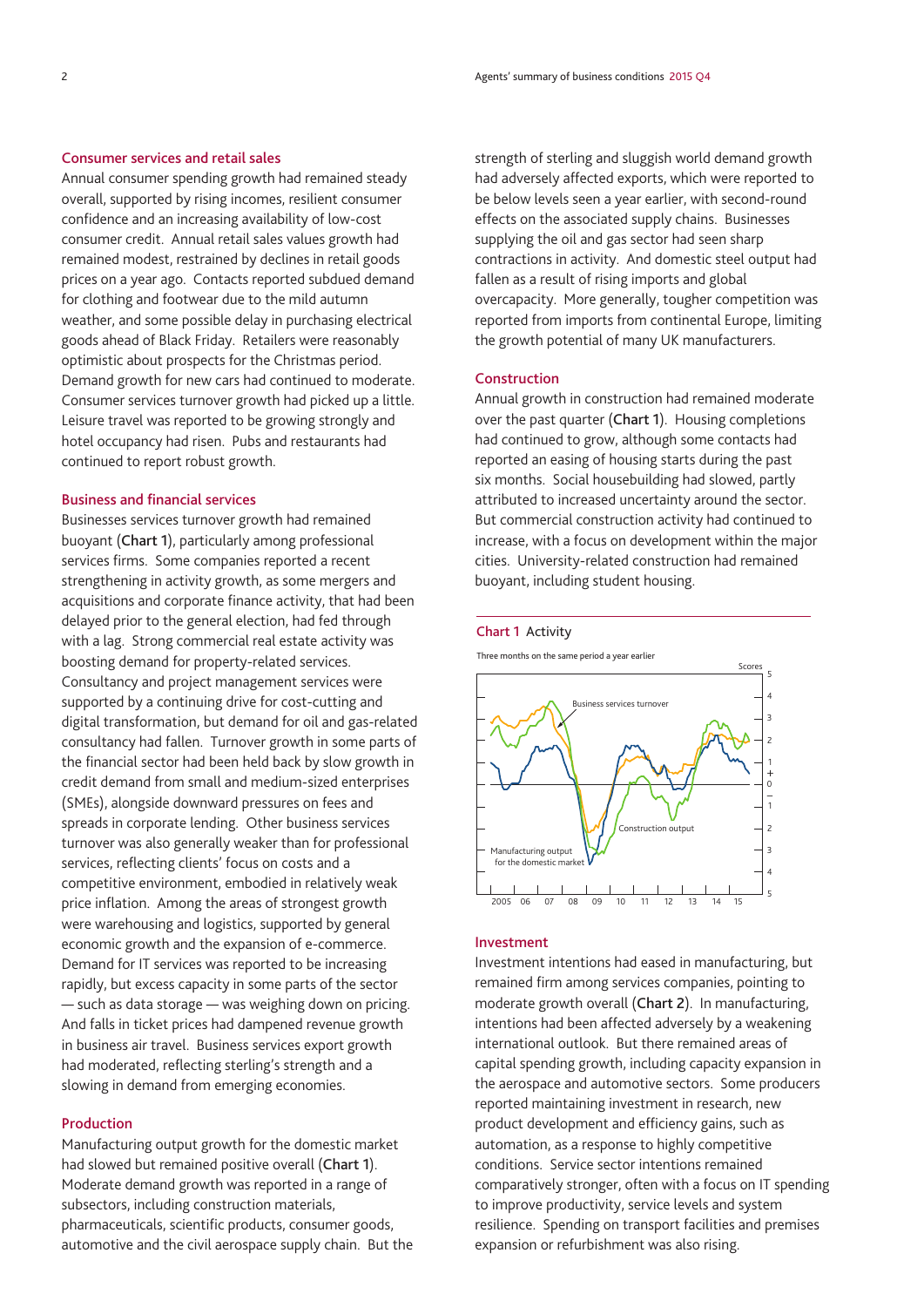## Consumer services and retail sales

Annual consumer spending growth had remained steady overall, supported by rising incomes, resilient consumer confidence and an increasing availability of low-cost consumer credit. Annual retail sales values growth had remained modest, restrained by declines in retail goods prices on a year ago. Contacts reported subdued demand for clothing and footwear due to the mild autumn weather, and some possible delay in purchasing electrical goods ahead of Black Friday. Retailers were reasonably optimistic about prospects for the Christmas period. Demand growth for new cars had continued to moderate. Consumer services turnover growth had picked up a little. Leisure travel was reported to be growing strongly and hotel occupancy had risen. Pubs and restaurants had continued to report robust growth.

## Business and financial services

Businesses services turnover growth had remained buoyant (**Chart 1**), particularly among professional services firms. Some companies reported a recent strengthening in activity growth, as some mergers and acquisitions and corporate finance activity, that had been delayed prior to the general election, had fed through with a lag. Strong commercial real estate activity was boosting demand for property-related services. Consultancy and project management services were supported by a continuing drive for cost-cutting and digital transformation, but demand for oil and gas-related consultancy had fallen. Turnover growth in some parts of the financial sector had been held back by slow growth in credit demand from small and medium-sized enterprises (SMEs), alongside downward pressures on fees and spreads in corporate lending. Other business services turnover was also generally weaker than for professional services, reflecting clients' focus on costs and a competitive environment, embodied in relatively weak price inflation. Among the areas of strongest growth were warehousing and logistics, supported by general economic growth and the expansion of e-commerce. Demand for IT services was reported to be increasing rapidly, but excess capacity in some parts of the sector — such as data storage — was weighing down on pricing. And falls in ticket prices had dampened revenue growth in business air travel. Business services export growth had moderated, reflecting sterling's strength and a slowing in demand from emerging economies.

## Production

Manufacturing output growth for the domestic market had slowed but remained positive overall (**Chart 1**). Moderate demand growth was reported in a range of subsectors, including construction materials, pharmaceuticals, scientific products, consumer goods, automotive and the civil aerospace supply chain. But the strength of sterling and sluggish world demand growth had adversely affected exports, which were reported to be below levels seen a year earlier, with second-round effects on the associated supply chains. Businesses supplying the oil and gas sector had seen sharp contractions in activity. And domestic steel output had fallen as a result of rising imports and global overcapacity. More generally, tougher competition was reported from imports from continental Europe, limiting the growth potential of many UK manufacturers.

## Construction

Annual growth in construction had remained moderate over the past quarter (**Chart 1**). Housing completions had continued to grow, although some contacts had reported an easing of housing starts during the past six months. Social housebuilding had slowed, partly attributed to increased uncertainty around the sector. But commercial construction activity had continued to increase, with a focus on development within the major cities. University-related construction had remained buoyant, including student housing.

**Chart 1** Activity

Three months on the same period a year earlier

## Investment

Investment intentions had eased in manufacturing, but remained firm among services companies, pointing to moderate growth overall (**Chart 2**). In manufacturing, intentions had been affected adversely by a weakening international outlook. But there remained areas of capital spending growth, including capacity expansion in the aerospace and automotive sectors. Some producers reported maintaining investment in research, new product development and efficiency gains, such as automation, as a response to highly competitive conditions. Service sector intentions remained comparatively stronger, often with a focus on IT spending to improve productivity, service levels and system resilience. Spending on transport facilities and premises expansion or refurbishment was also rising.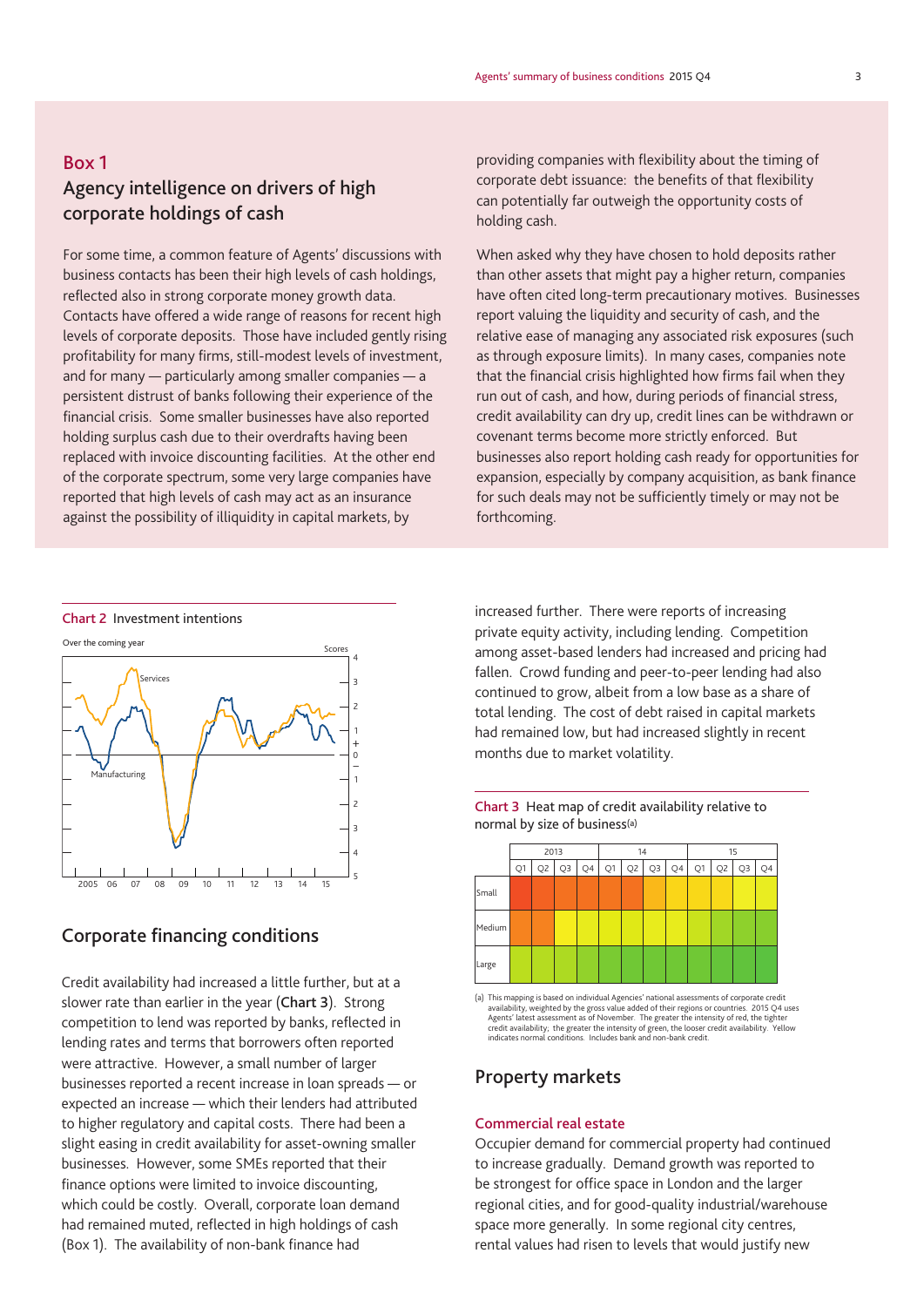## Box 1

### Agency intelligence on drivers of high corporate holdings of cash

For some time, a common feature of Agents' discussions with business contacts has been their high levels of cash holdings, reflected also in strong corporate money growth data. Contacts have offered a wide range of reasons for recent high levels of corporate deposits. Those have included gently rising profitability for many firms, still-modest levels of investment, and for many — particularly among smaller companies — a persistent distrust of banks following their experience of the financial crisis. Some smaller businesses have also reported holding surplus cash due to their overdrafts having been replaced with invoice discounting facilities. At the other end of the corporate spectrum, some very large companies have reported that high levels of cash may act as an insurance against the possibility of illiquidity in capital markets, by providing companies with flexibility about the timing of corporate debt issuance: the benefits of that flexibility can potentially far outweigh the opportunity costs of holding cash.

When asked why they have chosen to hold deposits rather than other assets that might pay a higher return, companies have often cited long-term precautionary motives. Businesses report valuing the liquidity and security of cash, and the relative ease of managing any associated risk exposures (such as through exposure limits). In many cases, companies note that the financial crisis highlighted how firms fail when they run out of cash, and how, during periods of financial stress, credit availability can dry up, credit lines can be withdrawn or covenant terms become more strictly enforced. But businesses also report holding cash ready for opportunities for expansion, especially by company acquisition, as bank finance for such deals may not be sufficiently timely or may not be forthcoming.

**Chart 2** Investment intentions

Over the coming year

## Corporate financing conditions

Credit availability had increased a little further, but at a slower rate than earlier in the year (**Chart 3**). Strong competition to lend was reported by banks, reflected in lending rates and terms that borrowers often reported were attractive. However, a small number of larger businesses reported a recent increase in loan spreads — or expected an increase — which their lenders had attributed to higher regulatory and capital costs. There had been a slight easing in credit availability for asset-owning smaller businesses. However, some SMEs reported that their finance options were limited to invoice discounting, which could be costly. Overall, corporate loan demand had remained muted, reflected in high holdings of cash (Box 1). The availability of non-bank finance had increased further. There were reports of increasing private equity activity, including lending. Competition among asset-based lenders had increased and pricing had fallen. Crowd funding and peer-to-peer lending had also continued to grow, albeit from a low base as a share of total lending. The cost of debt raised in capital markets had remained low, but had increased slightly in recent months due to market volatility.

**Chart 3** Heat map of credit availability relative to normal by size of business[(a)]

(a) This mapping is based on individual Agencies' national assessments of corporate credit availability, weighted by the gross value added of their regions or countries. 2015 Q4 uses Agents' latest assessment as of November. The greater the intensity of red, the tighter credit availability; the greater the intensity of green, the looser credit availability. Yellow indicates normal conditions. Includes bank and non-bank credit.

## Property markets

### Commercial real estate

Occupier demand for commercial property had continued to increase gradually. Demand growth was reported to be strongest for office space in London and the larger regional cities, and for good-quality industrial/warehouse space more generally. In some regional city centres, rental values had risen to levels that would justify new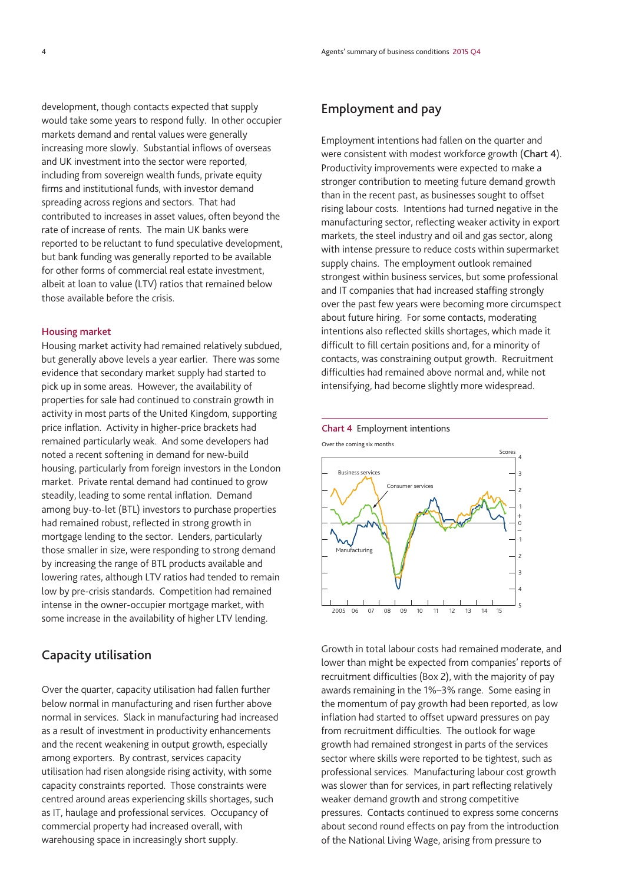development, though contacts expected that supply would take some years to respond fully. In other occupier markets demand and rental values were generally increasing more slowly. Substantial inflows of overseas and UK investment into the sector were reported, including from sovereign wealth funds, private equity firms and institutional funds, with investor demand spreading across regions and sectors. That had contributed to increases in asset values, often beyond the rate of increase of rents. The main UK banks were reported to be reluctant to fund speculative development, but bank funding was generally reported to be available for other forms of commercial real estate investment, albeit at loan to value (LTV) ratios that remained below those available before the crisis.

### Housing market

Housing market activity had remained relatively subdued, but generally above levels a year earlier. There was some evidence that secondary market supply had started to pick up in some areas. However, the availability of properties for sale had continued to constrain growth in activity in most parts of the United Kingdom, supporting price inflation. Activity in higher-price brackets had remained particularly weak. And some developers had noted a recent softening in demand for new-build housing, particularly from foreign investors in the London market. Private rental demand had continued to grow steadily, leading to some rental inflation. Demand among buy-to-let (BTL) investors to purchase properties had remained robust, reflected in strong growth in mortgage lending to the sector. Lenders, particularly those smaller in size, were responding to strong demand by increasing the range of BTL products available and lowering rates, although LTV ratios had tended to remain low by pre-crisis standards. Competition had remained intense in the owner-occupier mortgage market, with some increase in the availability of higher LTV lending.

## Capacity utilisation

Over the quarter, capacity utilisation had fallen further below normal in manufacturing and risen further above normal in services. Slack in manufacturing had increased as a result of investment in productivity enhancements and the recent weakening in output growth, especially among exporters. By contrast, services capacity utilisation had risen alongside rising activity, with some capacity constraints reported. Those constraints were centred around areas experiencing skills shortages, such as IT, haulage and professional services. Occupancy of commercial property had increased overall, with warehousing space in increasingly short supply.

## Employment and pay

Employment intentions had fallen on the quarter and were consistent with modest workforce growth (**Chart 4**). Productivity improvements were expected to make a stronger contribution to meeting future demand growth than in the recent past, as businesses sought to offset rising labour costs. Intentions had turned negative in the manufacturing sector, reflecting weaker activity in export markets, the steel industry and oil and gas sector, along with intense pressure to reduce costs within supermarket supply chains. The employment outlook remained strongest within business services, but some professional and IT companies that had increased staffing strongly over the past few years were becoming more circumspect about future hiring. For some contacts, moderating intentions also reflected skills shortages, which made it difficult to fill certain positions and, for a minority of contacts, was constraining output growth. Recruitment difficulties had remained above normal and, while not intensifying, had become slightly more widespread.

**Chart 4** Employment intentions

Over the coming six months

Growth in total labour costs had remained moderate, and lower than might be expected from companies' reports of recruitment difficulties (Box 2), with the majority of pay awards remaining in the 1%–3% range. Some easing in the momentum of pay growth had been reported, as low inflation had started to offset upward pressures on pay from recruitment difficulties. The outlook for wage growth had remained strongest in parts of the services sector where skills were reported to be tightest, such as professional services. Manufacturing labour cost growth was slower than for services, in part reflecting relatively weaker demand growth and strong competitive pressures. Contacts continued to express some concerns about second round effects on pay from the introduction of the National Living Wage, arising from pressure to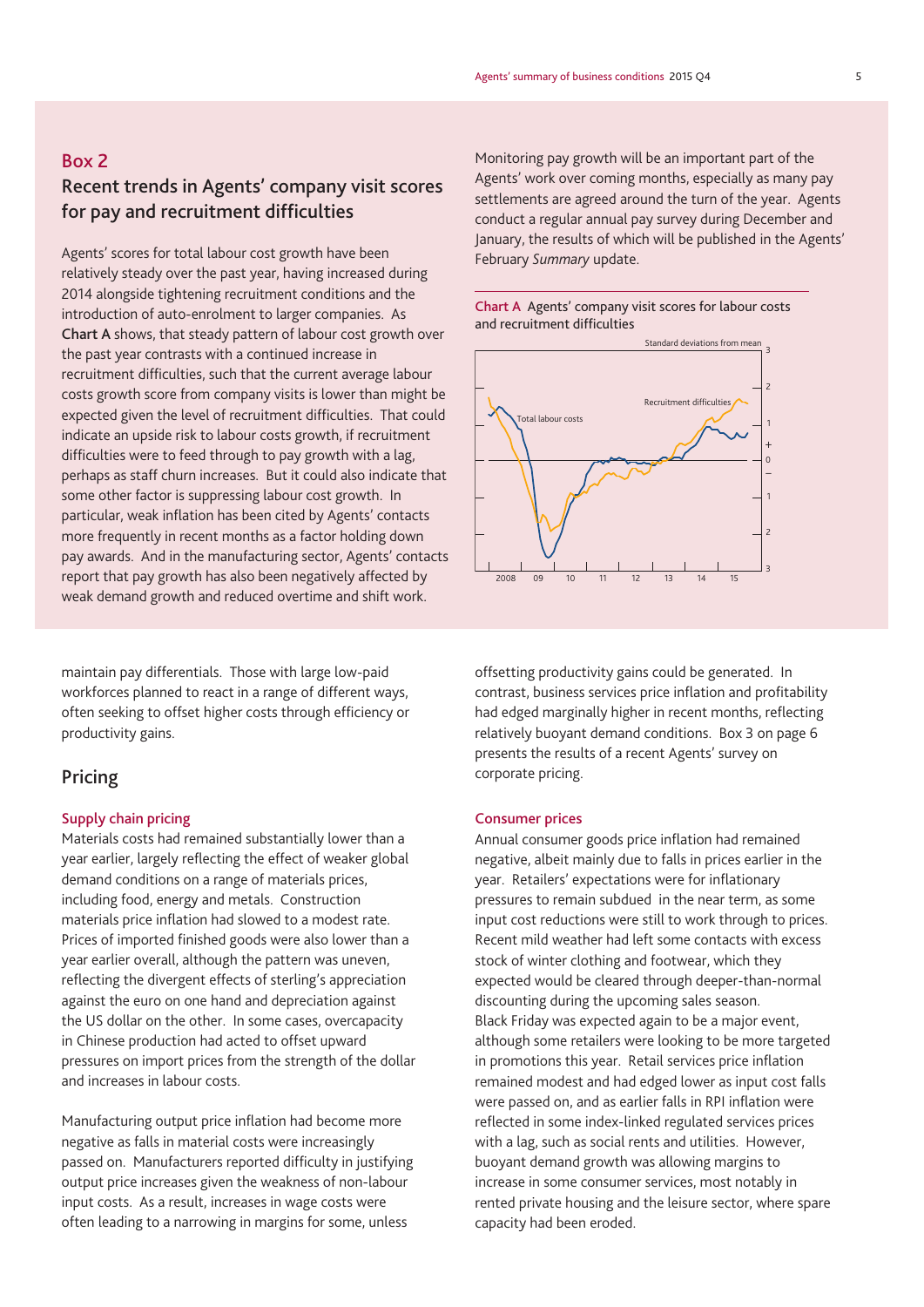## Box 2

### Recent trends in Agents' company visit scores for pay and recruitment difficulties

Agents' scores for total labour cost growth have been relatively steady over the past year, having increased during 2014 alongside tightening recruitment conditions and the introduction of auto-enrolment to larger companies. As **Chart A** shows, that steady pattern of labour cost growth over the past year contrasts with a continued increase in recruitment difficulties, such that the current average labour costs growth score from company visits is lower than might be expected given the level of recruitment difficulties. That could indicate an upside risk to labour costs growth, if recruitment difficulties were to feed through to pay growth with a lag, perhaps as staff churn increases. But it could also indicate that some other factor is suppressing labour cost growth. In particular, weak inflation has been cited by Agents' contacts more frequently in recent months as a factor holding down pay awards. And in the manufacturing sector, Agents' contacts report that pay growth has also been negatively affected by weak demand growth and reduced overtime and shift work.

Monitoring pay growth will be an important part of the Agents' work over coming months, especially as many pay settlements are agreed around the turn of the year. Agents conduct a regular annual pay survey during December and January, the results of which will be published in the Agents' February *Summary* update.

**Chart A** Agents' company visit scores for labour costs and recruitment difficulties

maintain pay differentials. Those with large low-paid workforces planned to react in a range of different ways, often seeking to offset higher costs through efficiency or productivity gains.

## Pricing

### Supply chain pricing

Materials costs had remained substantially lower than a year earlier, largely reflecting the effect of weaker global demand conditions on a range of materials prices, including food, energy and metals. Construction materials price inflation had slowed to a modest rate. Prices of imported finished goods were also lower than a year earlier overall, although the pattern was uneven, reflecting the divergent effects of sterling's appreciation against the euro on one hand and depreciation against the US dollar on the other. In some cases, overcapacity in Chinese production had acted to offset upward pressures on import prices from the strength of the dollar and increases in labour costs.

Manufacturing output price inflation had become more negative as falls in material costs were increasingly passed on. Manufacturers reported difficulty in justifying output price increases given the weakness of non-labour input costs. As a result, increases in wage costs were often leading to a narrowing in margins for some, unless offsetting productivity gains could be generated. In contrast, business services price inflation and profitability had edged marginally higher in recent months, reflecting relatively buoyant demand conditions. Box 3 on page 6 presents the results of a recent Agents' survey on corporate pricing.

### Consumer prices

Annual consumer goods price inflation had remained negative, albeit mainly due to falls in prices earlier in the year. Retailers' expectations were for inflationary pressures to remain subdued in the near term, as some input cost reductions were still to work through to prices. Recent mild weather had left some contacts with excess stock of winter clothing and footwear, which they expected would be cleared through deeper-than-normal discounting during the upcoming sales season. Black Friday was expected again to be a major event, although some retailers were looking to be more targeted in promotions this year. Retail services price inflation remained modest and had edged lower as input cost falls were passed on, and as earlier falls in RPI inflation were reflected in some index-linked regulated services prices with a lag, such as social rents and utilities. However, buoyant demand growth was allowing margins to increase in some consumer services, most notably in rented private housing and the leisure sector, where spare capacity had been eroded.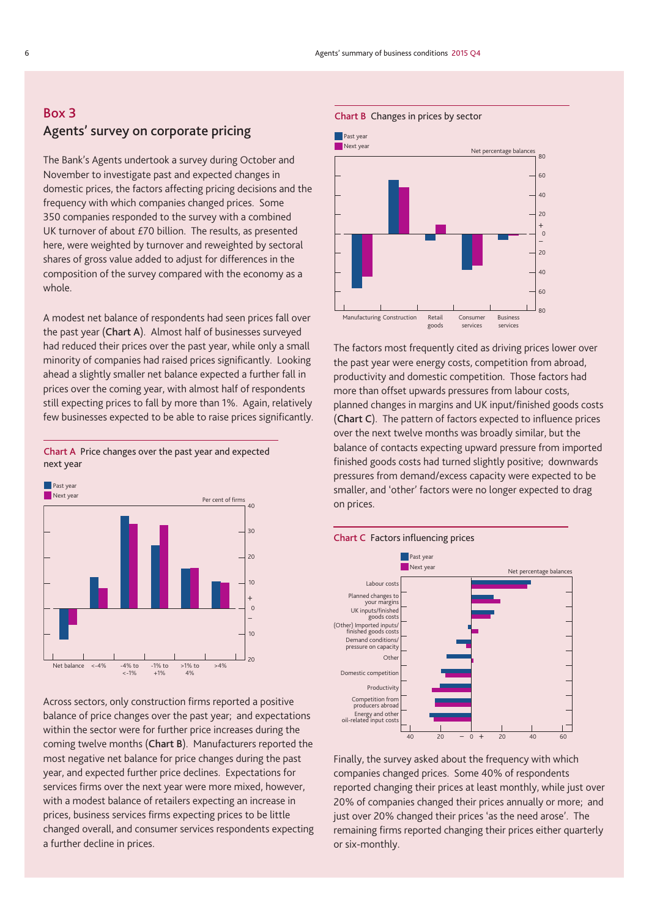## Box 3

### Agents' survey on corporate pricing

The Bank's Agents undertook a survey during October and November to investigate past and expected changes in domestic prices, the factors affecting pricing decisions and the frequency with which companies changed prices. Some 350 companies responded to the survey with a combined UK turnover of about £70 billion. The results, as presented here, were weighted by turnover and reweighted by sectoral shares of gross value added to adjust for differences in the composition of the survey compared with the economy as a whole.

A modest net balance of respondents had seen prices fall over the past year (**Chart A**). Almost half of businesses surveyed had reduced their prices over the past year, while only a small minority of companies had raised prices significantly. Looking ahead a slightly smaller net balance expected a further fall in prices over the coming year, with almost half of respondents still expecting prices to fall by more than 1%. Again, relatively few businesses expected to be able to raise prices significantly.

**Chart A** Price changes over the past year and expected next year

Past year
Next year

Per cent of firms

40
30
20
10
+
0
–
10
20

Net balance
<-4%
-4% to <-1%
-1% to +1%
>1% to 4%
>4%

Across sectors, only construction firms reported a positive balance of price changes over the past year; and expectations within the sector were for further price increases during the coming twelve months (**Chart B**). Manufacturers reported the most negative net balance for price changes during the past year, and expected further price declines. Expectations for services firms over the next year were more mixed, however, with a modest balance of retailers expecting an increase in prices, business services firms expecting prices to be little changed overall, and consumer services respondents expecting a further decline in prices.

**Chart B** Changes in prices by sector

Past year
Next year

Net percentage balances

80
60
40
20
+
0
–
20
40
60
80

Manufacturing
Construction
Retail goods
Consumer services
Business services

The factors most frequently cited as driving prices lower over the past year were energy costs, competition from abroad, productivity and domestic competition. Those factors had more than offset upwards pressures from labour costs, planned changes in margins and UK input/finished goods costs (**Chart C**). The pattern of factors expected to influence prices over the next twelve months was broadly similar, but the balance of contacts expecting upward pressure from imported finished goods costs had turned slightly positive; downwards pressures from demand/excess capacity were expected to be smaller, and 'other' factors were no longer expected to drag on prices.

**Chart C** Factors influencing prices

Past year
Next year

Net percentage balances

Labour costs
Planned changes to your margins
UK inputs/finished goods costs
(Other) Imported inputs/finished goods costs
Demand conditions/pressure on capacity
Other
Domestic competition
Productivity
Competition from producers abroad
Energy and other oil-related input costs

40
20
–
0
+
20
40
60

Finally, the survey asked about the frequency with which companies changed prices. Some 40% of respondents reported changing their prices at least monthly, while just over 20% of companies changed their prices annually or more; and just over 20% changed their prices 'as the need arose'. The remaining firms reported changing their prices either quarterly or six-monthly.